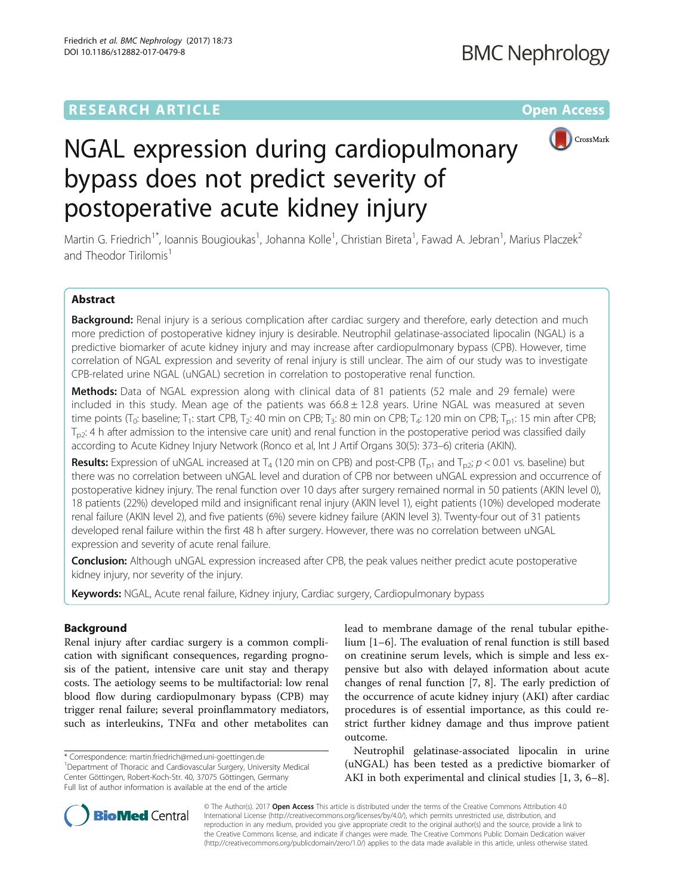RESEARCH ARTICLE

Open Access

# NGAL expression during cardiopulmonary bypass does not predict severity of postoperative acute kidney injury

Martin G. Friedrich[1*], Ioannis Bougioukas[1], Johanna Kolle[1], Christian Bireta[1], Fawad A. Jebran[1], Marius Placzek[2] and Theodor Tirilomis[1]

## Abstract

**Background:** Renal injury is a serious complication after cardiac surgery and therefore, early detection and much more prediction of postoperative kidney injury is desirable. Neutrophil gelatinase-associated lipocalin (NGAL) is a predictive biomarker of acute kidney injury and may increase after cardiopulmonary bypass (CPB). However, time correlation of NGAL expression and severity of renal injury is still unclear. The aim of our study was to investigate CPB-related urine NGAL (uNGAL) secretion in correlation to postoperative renal function.

**Methods:** Data of NGAL expression along with clinical data of 81 patients (52 male and 29 female) were included in this study. Mean age of the patients was 66.8 ± 12.8 years. Urine NGAL was measured at seven time points ($T_0$: baseline; $T_1$: start CPB, $T_2$: 40 min on CPB; $T_3$: 80 min on CPB; $T_4$: 120 min on CPB; $T_{p1}$: 15 min after CPB; $T_{p2}$: 4 h after admission to the intensive care unit) and renal function in the postoperative period was classified daily according to Acute Kidney Injury Network (Ronco et al, Int J Artif Organs 30(5): 373–6) criteria (AKIN).

**Results:** Expression of uNGAL increased at $T_4$ (120 min on CPB) and post-CPB ($T_{p1}$ and $T_{p2}$; $p < 0.01$ vs. baseline) but there was no correlation between uNGAL level and duration of CPB nor between uNGAL expression and occurrence of postoperative kidney injury. The renal function over 10 days after surgery remained normal in 50 patients (AKIN level 0), 18 patients (22%) developed mild and insignificant renal injury (AKIN level 1), eight patients (10%) developed moderate renal failure (AKIN level 2), and five patients (6%) severe kidney failure (AKIN level 3). Twenty-four out of 31 patients developed renal failure within the first 48 h after surgery. However, there was no correlation between uNGAL expression and severity of acute renal failure.

**Conclusion:** Although uNGAL expression increased after CPB, the peak values neither predict acute postoperative kidney injury, nor severity of the injury.

**Keywords:** NGAL, Acute renal failure, Kidney injury, Cardiac surgery, Cardiopulmonary bypass

## Background

Renal injury after cardiac surgery is a common complication with significant consequences, regarding prognosis of the patient, intensive care unit stay and therapy costs. The aetiology seems to be multifactorial: low renal blood flow during cardiopulmonary bypass (CPB) may trigger renal failure; several proinflammatory mediators, such as interleukins, TNFα and other metabolites can lead to membrane damage of the renal tubular epithelium [1–6]. The evaluation of renal function is still based on creatinine serum levels, which is simple and less expensive but also with delayed information about acute changes of renal function [7, 8]. The early prediction of the occurrence of acute kidney injury (AKI) after cardiac procedures is of essential importance, as this could restrict further kidney damage and thus improve patient outcome.

Neutrophil gelatinase-associated lipocalin in urine (uNGAL) has been tested as a predictive biomarker of AKI in both experimental and clinical studies [1, 3, 6–8].

\* Correspondence: martin.friedrich@med.uni-goettingen.de
[1]Department of Thoracic and Cardiovascular Surgery, University Medical Center Göttingen, Robert-Koch-Str. 40, 37075 Göttingen, Germany
Full list of author information is available at the end of the article

© The Author(s). 2017 **Open Access** This article is distributed under the terms of the Creative Commons Attribution 4.0 International License (http://creativecommons.org/licenses/by/4.0/), which permits unrestricted use, distribution, and reproduction in any medium, provided you give appropriate credit to the original author(s) and the source, provide a link to the Creative Commons license, and indicate if changes were made. The Creative Commons Public Domain Dedication waiver (http://creativecommons.org/publicdomain/zero/1.0/) applies to the data made available in this article, unless otherwise stated.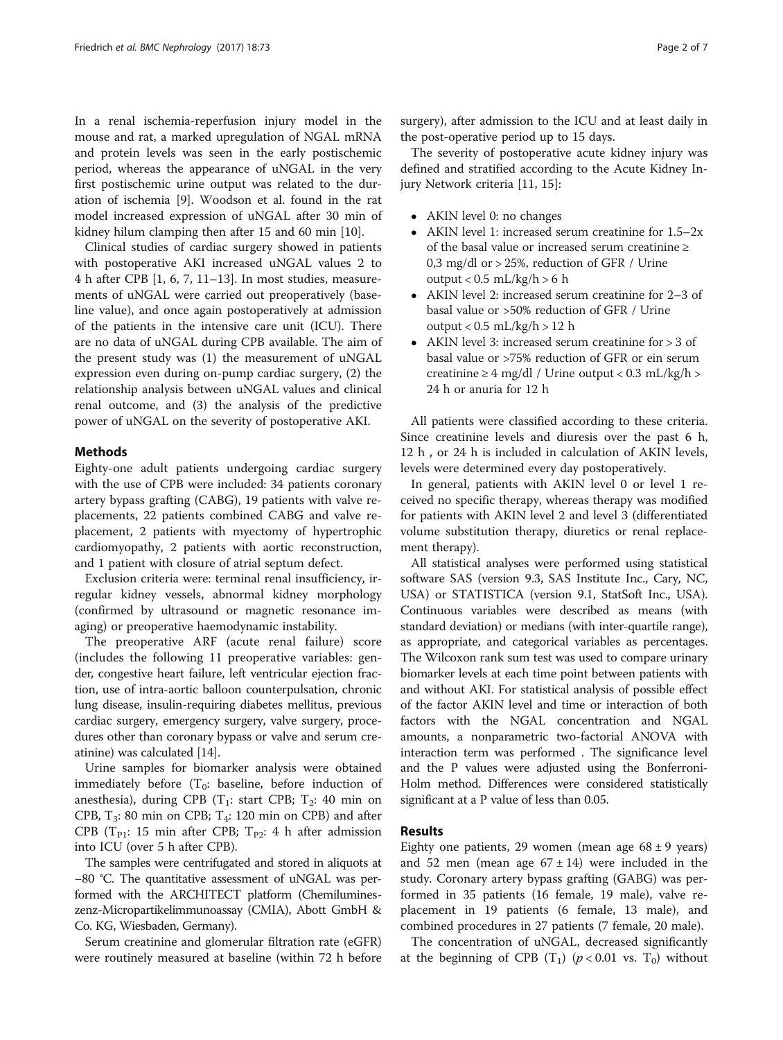In a renal ischemia-reperfusion injury model in the mouse and rat, a marked upregulation of NGAL mRNA and protein levels was seen in the early postischemic period, whereas the appearance of uNGAL in the very first postischemic urine output was related to the duration of ischemia [9]. Woodson et al. found in the rat model increased expression of uNGAL after 30 min of kidney hilum clamping then after 15 and 60 min [10].

Clinical studies of cardiac surgery showed in patients with postoperative AKI increased uNGAL values 2 to 4 h after CPB [1, 6, 7, 11–13]. In most studies, measurements of uNGAL were carried out preoperatively (baseline value), and once again postoperatively at admission of the patients in the intensive care unit (ICU). There are no data of uNGAL during CPB available. The aim of the present study was (1) the measurement of uNGAL expression even during on-pump cardiac surgery, (2) the relationship analysis between uNGAL values and clinical renal outcome, and (3) the analysis of the predictive power of uNGAL on the severity of postoperative AKI.

## Methods

Eighty-one adult patients undergoing cardiac surgery with the use of CPB were included: 34 patients coronary artery bypass grafting (CABG), 19 patients with valve replacements, 22 patients combined CABG and valve replacement, 2 patients with myectomy of hypertrophic cardiomyopathy, 2 patients with aortic reconstruction, and 1 patient with closure of atrial septum defect.

Exclusion criteria were: terminal renal insufficiency, irregular kidney vessels, abnormal kidney morphology (confirmed by ultrasound or magnetic resonance imaging) or preoperative haemodynamic instability.

The preoperative ARF (acute renal failure) score (includes the following 11 preoperative variables: gender, congestive heart failure, left ventricular ejection fraction, use of intra-aortic balloon counterpulsation, chronic lung disease, insulin-requiring diabetes mellitus, previous cardiac surgery, emergency surgery, valve surgery, procedures other than coronary bypass or valve and serum creatinine) was calculated [14].

Urine samples for biomarker analysis were obtained immediately before ($T_0$: baseline, before induction of anesthesia), during CPB ($T_1$: start CPB; $T_2$: 40 min on CPB, $T_3$: 80 min on CPB; $T_4$: 120 min on CPB) and after CPB ($T_{P1}$: 15 min after CPB; $T_{P2}$: 4 h after admission into ICU (over 5 h after CPB).

The samples were centrifugated and stored in aliquots at −80 °C. The quantitative assessment of uNGAL was performed with the ARCHITECT platform (Chemilumineszenz-Micropartikelimmunoassay (CMIA), Abott GmbH & Co. KG, Wiesbaden, Germany).

Serum creatinine and glomerular filtration rate (eGFR) were routinely measured at baseline (within 72 h before surgery), after admission to the ICU and at least daily in the post-operative period up to 15 days.

The severity of postoperative acute kidney injury was defined and stratified according to the Acute Kidney Injury Network criteria [11, 15]:

- AKIN level 0: no changes
- AKIN level 1: increased serum creatinine for 1.5–2x of the basal value or increased serum creatinine ≥ 0,3 mg/dl or > 25%, reduction of GFR / Urine output < 0.5 mL/kg/h > 6 h
- AKIN level 2: increased serum creatinine for 2–3 of basal value or >50% reduction of GFR / Urine output < 0.5 mL/kg/h > 12 h
- AKIN level 3: increased serum creatinine for > 3 of basal value or >75% reduction of GFR or ein serum creatinine ≥ 4 mg/dl / Urine output < 0.3 mL/kg/h > 24 h or anuria for 12 h

All patients were classified according to these criteria. Since creatinine levels and diuresis over the past 6 h, 12 h , or 24 h is included in calculation of AKIN levels, levels were determined every day postoperatively.

In general, patients with AKIN level 0 or level 1 received no specific therapy, whereas therapy was modified for patients with AKIN level 2 and level 3 (differentiated volume substitution therapy, diuretics or renal replacement therapy).

All statistical analyses were performed using statistical software SAS (version 9.3, SAS Institute Inc., Cary, NC, USA) or STATISTICA (version 9.1, StatSoft Inc., USA). Continuous variables were described as means (with standard deviation) or medians (with inter-quartile range), as appropriate, and categorical variables as percentages. The Wilcoxon rank sum test was used to compare urinary biomarker levels at each time point between patients with and without AKI. For statistical analysis of possible effect of the factor AKIN level and time or interaction of both factors with the NGAL concentration and NGAL amounts, a nonparametric two-factorial ANOVA with interaction term was performed . The significance level and the P values were adjusted using the Bonferroni-Holm method. Differences were considered statistically significant at a P value of less than 0.05.

## Results

Eighty one patients, 29 women (mean age 68 ± 9 years) and 52 men (mean age 67 ± 14) were included in the study. Coronary artery bypass grafting (GABG) was performed in 35 patients (16 female, 19 male), valve replacement in 19 patients (6 female, 13 male), and combined procedures in 27 patients (7 female, 20 male).

The concentration of uNGAL, decreased significantly at the beginning of CPB ($T_1$) ($p < 0.01$ vs. $T_0$) without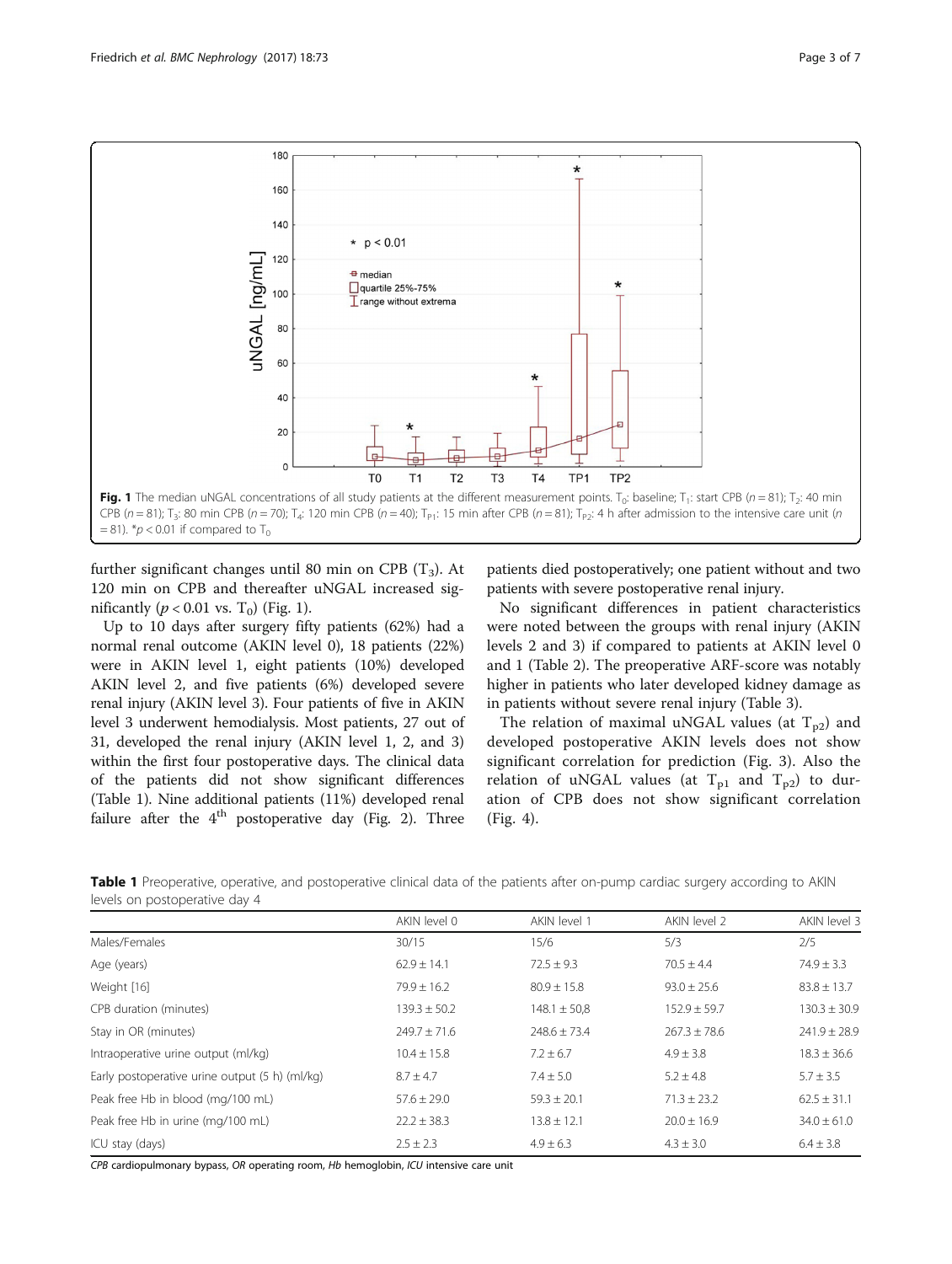Fig. 1 The median uNGAL concentrations of all study patients at the different measurement points. $T_0$: baseline; $T_1$: start CPB ($n = 81$); $T_2$: 40 min CPB ($n = 81$); $T_3$: 80 min CPB ($n = 70$); $T_4$: 120 min CPB ($n = 40$); $T_{P1}$: 15 min after CPB ($n = 81$); $T_{P2}$: 4 h after admission to the intensive care unit ($n = 81$). *$p < 0.01$ if compared to $T_0$

further significant changes until 80 min on CPB ($T_3$). At 120 min on CPB and thereafter uNGAL increased significantly ($p < 0.01$ vs. $T_0$) (Fig. 1).

Up to 10 days after surgery fifty patients (62%) had a normal renal outcome (AKIN level 0), 18 patients (22%) were in AKIN level 1, eight patients (10%) developed AKIN level 2, and five patients (6%) developed severe renal injury (AKIN level 3). Four patients of five in AKIN level 3 underwent hemodialysis. Most patients, 27 out of 31, developed the renal injury (AKIN level 1, 2, and 3) within the first four postoperative days. The clinical data of the patients did not show significant differences (Table 1). Nine additional patients (11%) developed renal failure after the 4[th] postoperative day (Fig. 2). Three patients died postoperatively; one patient without and two patients with severe postoperative renal injury.

No significant differences in patient characteristics were noted between the groups with renal injury (AKIN levels 2 and 3) if compared to patients at AKIN level 0 and 1 (Table 2). The preoperative ARF-score was notably higher in patients who later developed kidney damage as in patients without severe renal injury (Table 3).

The relation of maximal uNGAL values (at $T_{p2}$) and developed postoperative AKIN levels does not show significant correlation for prediction (Fig. 3). Also the relation of uNGAL values (at $T_{p1}$ and $T_{p2}$) to duration of CPB does not show significant correlation (Fig. 4).

**Table 1** Preoperative, operative, and postoperative clinical data of the patients after on-pump cardiac surgery according to AKIN levels on postoperative day 4

| | AKIN level 0 | AKIN level 1 | AKIN level 2 | AKIN level 3 |
|---|---|---|---|---|
| Males/Females | 30/15 | 15/6 | 5/3 | 2/5 |
| Age (years) | 62.9 ± 14.1 | 72.5 ± 9.3 | 70.5 ± 4.4 | 74.9 ± 3.3 |
| Weight [16] | 79.9 ± 16.2 | 80.9 ± 15.8 | 93.0 ± 25.6 | 83.8 ± 13.7 |
| CPB duration (minutes) | 139.3 ± 50.2 | 148.1 ± 50,8 | 152.9 ± 59.7 | 130.3 ± 30.9 |
| Stay in OR (minutes) | 249.7 ± 71.6 | 248.6 ± 73.4 | 267.3 ± 78.6 | 241.9 ± 28.9 |
| Intraoperative urine output (ml/kg) | 10.4 ± 15.8 | 7.2 ± 6.7 | 4.9 ± 3.8 | 18.3 ± 36.6 |
| Early postoperative urine output (5 h) (ml/kg) | 8.7 ± 4.7 | 7.4 ± 5.0 | 5.2 ± 4.8 | 5.7 ± 3.5 |
| Peak free Hb in blood (mg/100 mL) | 57.6 ± 29.0 | 59.3 ± 20.1 | 71.3 ± 23.2 | 62.5 ± 31.1 |
| Peak free Hb in urine (mg/100 mL) | 22.2 ± 38.3 | 13.8 ± 12.1 | 20.0 ± 16.9 | 34.0 ± 61.0 |
| ICU stay (days) | 2.5 ± 2.3 | 4.9 ± 6.3 | 4.3 ± 3.0 | 6.4 ± 3.8 |

*CPB* cardiopulmonary bypass, *OR* operating room, *Hb* hemoglobin, *ICU* intensive care unit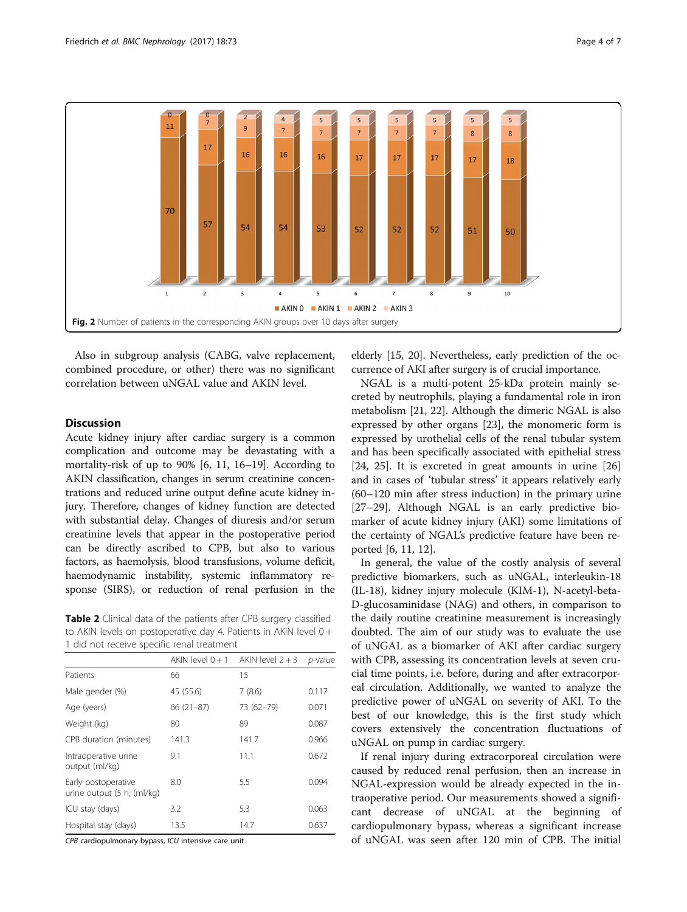Fig. 2 Number of patients in the corresponding AKIN groups over 10 days after surgery

Also in subgroup analysis (CABG, valve replacement, combined procedure, or other) there was no significant correlation between uNGAL value and AKIN level.

## Discussion

Acute kidney injury after cardiac surgery is a common complication and outcome may be devastating with a mortality-risk of up to 90% [6, 11, 16–19]. According to AKIN classification, changes in serum creatinine concentrations and reduced urine output define acute kidney injury. Therefore, changes of kidney function are detected with substantial delay. Changes of diuresis and/or serum creatinine levels that appear in the postoperative period can be directly ascribed to CPB, but also to various factors, as haemolysis, blood transfusions, volume deficit, haemodynamic instability, systemic inflammatory response (SIRS), or reduction of renal perfusion in the elderly [15, 20]. Nevertheless, early prediction of the occurrence of AKI after surgery is of crucial importance.

**Table 2** Clinical data of the patients after CPB surgery classified to AKIN levels on postoperative day 4. Patients in AKIN level 0 + 1 did not receive specific renal treatment

| | AKIN level 0 + 1 | AKIN level 2 + 3 | p-value |
|---|---|---|---|
| Patients | 66 | 15 | |
| Male gender (%) | 45 (55.6) | 7 (8.6) | 0.117 |
| Age (years) | 66 (21–87) | 73 (62–79) | 0.071 |
| Weight (kg) | 80 | 89 | 0.087 |
| CPB duration (minutes) | 141.3 | 141.7 | 0.966 |
| Intraoperative urine output (ml/kg) | 9.1 | 11.1 | 0.672 |
| Early postoperative urine output (5 h; (ml/kg) | 8.0 | 5.5 | 0.094 |
| ICU stay (days) | 3.2 | 5.3 | 0.063 |
| Hospital stay (days) | 13.5 | 14.7 | 0.637 |

*CPB* cardiopulmonary bypass, *ICU* intensive care unit

NGAL is a multi-potent 25-kDa protein mainly secreted by neutrophils, playing a fundamental role in iron metabolism [21, 22]. Although the dimeric NGAL is also expressed by other organs [23], the monomeric form is expressed by urothelial cells of the renal tubular system and has been specifically associated with epithelial stress [24, 25]. It is excreted in great amounts in urine [26] and in cases of 'tubular stress' it appears relatively early (60–120 min after stress induction) in the primary urine [27–29]. Although NGAL is an early predictive biomarker of acute kidney injury (AKI) some limitations of the certainty of NGAL's predictive feature have been reported [6, 11, 12].

In general, the value of the costly analysis of several predictive biomarkers, such as uNGAL, interleukin-18 (IL-18), kidney injury molecule (KIM-1), N-acetyl-beta-D-glucosaminidase (NAG) and others, in comparison to the daily routine creatinine measurement is increasingly doubted. The aim of our study was to evaluate the use of uNGAL as a biomarker of AKI after cardiac surgery with CPB, assessing its concentration levels at seven crucial time points, i.e. before, during and after extracorporeal circulation. Additionally, we wanted to analyze the predictive power of uNGAL on severity of AKI. To the best of our knowledge, this is the first study which covers extensively the concentration fluctuations of uNGAL on pump in cardiac surgery.

If renal injury during extracorporeal circulation were caused by reduced renal perfusion, then an increase in NGAL-expression would be already expected in the intraoperative period. Our measurements showed a significant decrease of uNGAL at the beginning of cardiopulmonary bypass, whereas a significant increase of uNGAL was seen after 120 min of CPB. The initial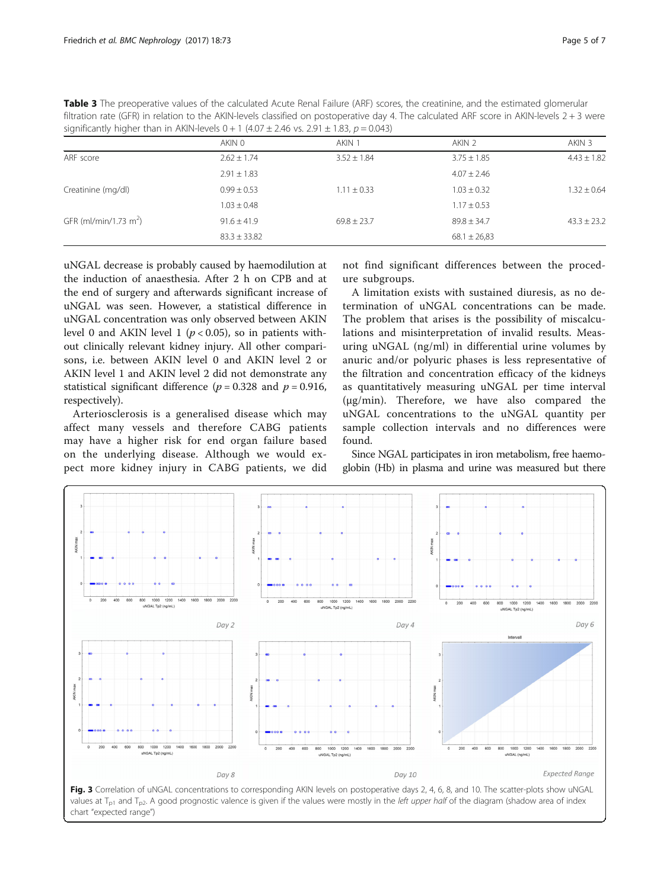**Table 3** The preoperative values of the calculated Acute Renal Failure (ARF) scores, the creatinine, and the estimated glomerular filtration rate (GFR) in relation to the AKIN-levels classified on postoperative day 4. The calculated ARF score in AKIN-levels 2 + 3 were significantly higher than in AKIN-levels 0 + 1 (4.07 ± 2.46 vs. 2.91 ± 1.83, $p = 0.043$)

| | AKIN 0 | AKIN 1 | AKIN 2 | AKIN 3 |
|---|---|---|---|---|
| ARF score | 2.62 ± 1.74 | 3.52 ± 1.84 | 3.75 ± 1.85 | 4.43 ± 1.82 |
| | 2.91 ± 1.83 | | 4.07 ± 2.46 | |
| Creatinine (mg/dl) | 0.99 ± 0.53 | 1.11 ± 0.33 | 1.03 ± 0.32 | 1.32 ± 0.64 |
| | 1.03 ± 0.48 | | 1.17 ± 0.53 | |
| GFR (ml/min/1.73 $m^2$) | 91.6 ± 41.9 | 69.8 ± 23.7 | 89.8 ± 34.7 | 43.3 ± 23.2 |
| | 83.3 ± 33.82 | | 68.1 ± 26,83 | |

uNGAL decrease is probably caused by haemodilution at the induction of anaesthesia. After 2 h on CPB and at the end of surgery and afterwards significant increase of uNGAL was seen. However, a statistical difference in uNGAL concentration was only observed between AKIN level 0 and AKIN level 1 ($p < 0.05$), so in patients without clinically relevant kidney injury. All other comparisons, i.e. between AKIN level 0 and AKIN level 2 or AKIN level 1 and AKIN level 2 did not demonstrate any statistical significant difference ($p = 0.328$ and $p = 0.916$, respectively).

Arteriosclerosis is a generalised disease which may affect many vessels and therefore CABG patients may have a higher risk for end organ failure based on the underlying disease. Although we would expect more kidney injury in CABG patients, we did not find significant differences between the procedure subgroups.

A limitation exists with sustained diuresis, as no determination of uNGAL concentrations can be made. The problem that arises is the possibility of miscalculations and misinterpretation of invalid results. Measuring uNGAL (ng/ml) in differential urine volumes by anuric and/or polyuric phases is less representative of the filtration and concentration efficacy of the kidneys as quantitatively measuring uNGAL per time interval (µg/min). Therefore, we have also compared the uNGAL concentrations to the uNGAL quantity per sample collection intervals and no differences were found.

Since NGAL participates in iron metabolism, free haemoglobin (Hb) in plasma and urine was measured but there

**Fig. 3** Correlation of uNGAL concentrations to corresponding AKIN levels on postoperative days 2, 4, 6, 8, and 10. The scatter-plots show uNGAL values at $T_{p1}$ and $T_{p2}$. A good prognostic valence is given if the values were mostly in the *left upper half* of the diagram (shadow area of index chart "expected range")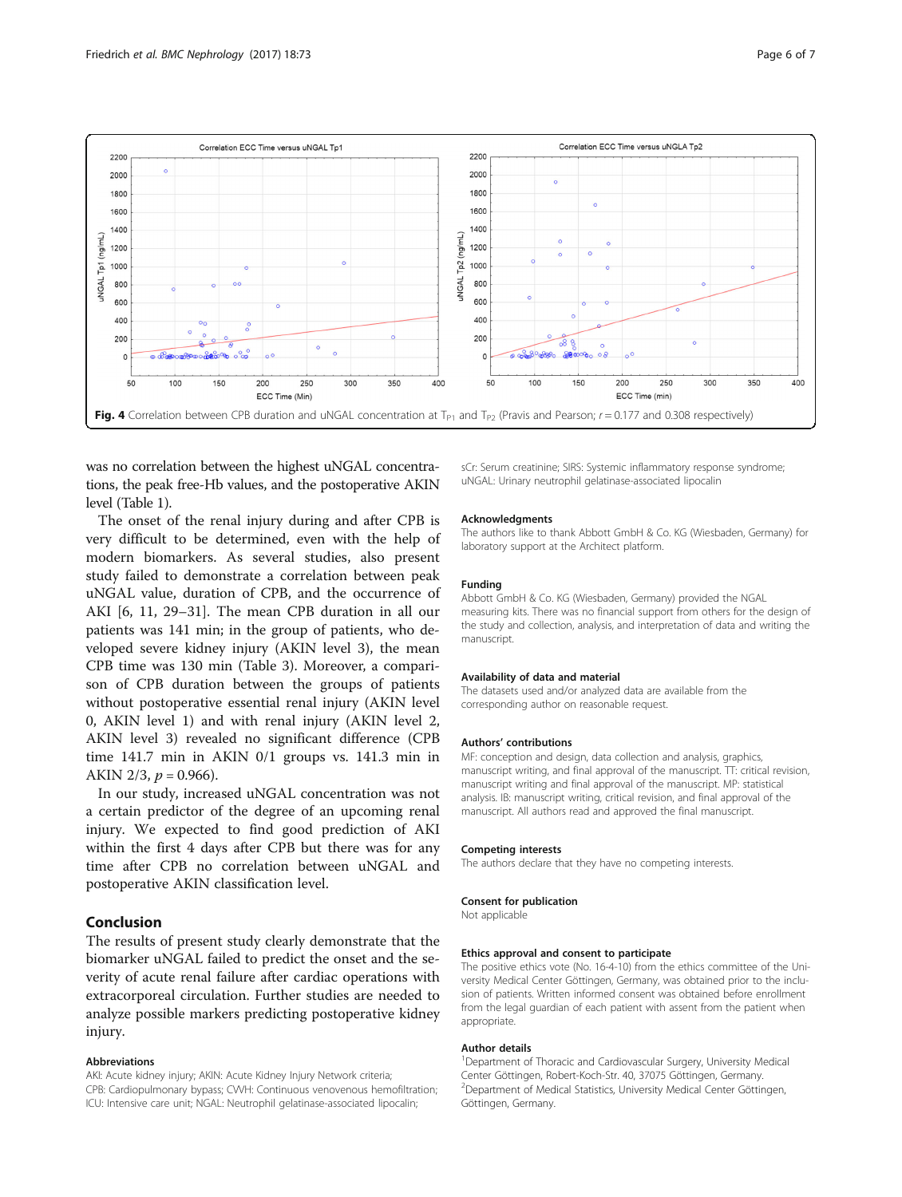Fig. 4 Correlation between CPB duration and uNGAL concentration at $T_{P1}$ and $T_{P2}$ (Pravis and Pearson; $r = 0.177$ and 0.308 respectively)

was no correlation between the highest uNGAL concentrations, the peak free-Hb values, and the postoperative AKIN level (Table 1).

The onset of the renal injury during and after CPB is very difficult to be determined, even with the help of modern biomarkers. As several studies, also present study failed to demonstrate a correlation between peak uNGAL value, duration of CPB, and the occurrence of AKI [6, 11, 29–31]. The mean CPB duration in all our patients was 141 min; in the group of patients, who developed severe kidney injury (AKIN level 3), the mean CPB time was 130 min (Table 3). Moreover, a comparison of CPB duration between the groups of patients without postoperative essential renal injury (AKIN level 0, AKIN level 1) and with renal injury (AKIN level 2, AKIN level 3) revealed no significant difference (CPB time 141.7 min in AKIN 0/1 groups vs. 141.3 min in AKIN 2/3, $p = 0.966$).

In our study, increased uNGAL concentration was not a certain predictor of the degree of an upcoming renal injury. We expected to find good prediction of AKI within the first 4 days after CPB but there was for any time after CPB no correlation between uNGAL and postoperative AKIN classification level.

## Conclusion

The results of present study clearly demonstrate that the biomarker uNGAL failed to predict the onset and the severity of acute renal failure after cardiac operations with extracorporeal circulation. Further studies are needed to analyze possible markers predicting postoperative kidney injury.

### Abbreviations

AKI: Acute kidney injury; AKIN: Acute Kidney Injury Network criteria; CPB: Cardiopulmonary bypass; CVVH: Continuous venovenous hemofiltration; ICU: Intensive care unit; NGAL: Neutrophil gelatinase-associated lipocalin; sCr: Serum creatinine; SIRS: Systemic inflammatory response syndrome; uNGAL: Urinary neutrophil gelatinase-associated lipocalin

### Acknowledgments

The authors like to thank Abbott GmbH & Co. KG (Wiesbaden, Germany) for laboratory support at the Architect platform.

### Funding

Abbott GmbH & Co. KG (Wiesbaden, Germany) provided the NGAL measuring kits. There was no financial support from others for the design of the study and collection, analysis, and interpretation of data and writing the manuscript.

### Availability of data and material

The datasets used and/or analyzed data are available from the corresponding author on reasonable request.

### Authors' contributions

MF: conception and design, data collection and analysis, graphics, manuscript writing, and final approval of the manuscript. TT: critical revision, manuscript writing and final approval of the manuscript. MP: statistical analysis. IB: manuscript writing, critical revision, and final approval of the manuscript. All authors read and approved the final manuscript.

### Competing interests

The authors declare that they have no competing interests.

### Consent for publication

Not applicable

### Ethics approval and consent to participate

The positive ethics vote (No. 16-4-10) from the ethics committee of the University Medical Center Göttingen, Germany, was obtained prior to the inclusion of patients. Written informed consent was obtained before enrollment from the legal guardian of each patient with assent from the patient when appropriate.

### Author details

[1]Department of Thoracic and Cardiovascular Surgery, University Medical Center Göttingen, Robert-Koch-Str. 40, 37075 Göttingen, Germany. [2]Department of Medical Statistics, University Medical Center Göttingen, Göttingen, Germany.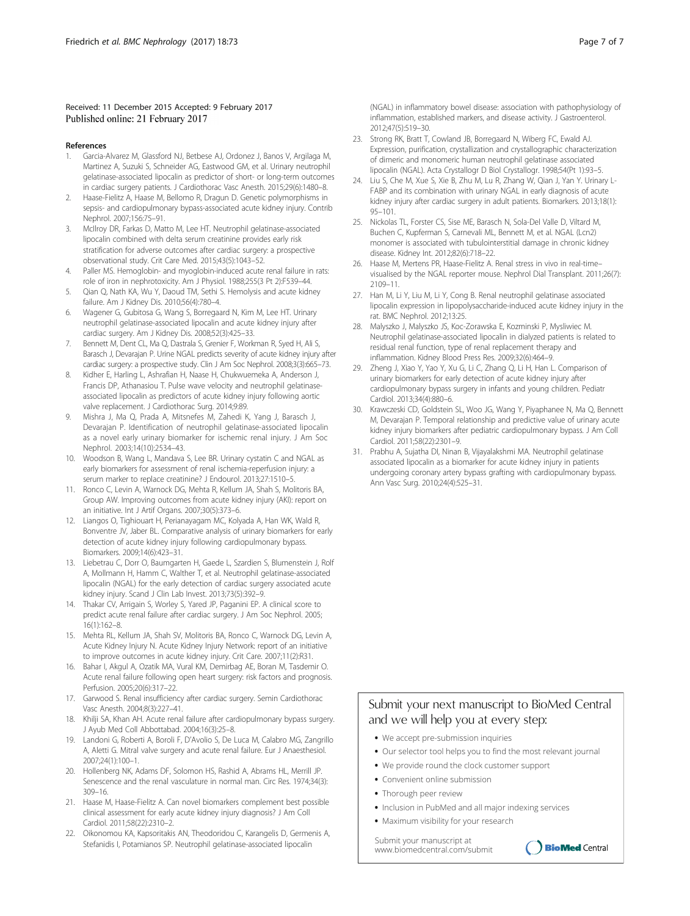Received: 11 December 2015 Accepted: 9 February 2017
Published online: 21 February 2017

## References

1. Garcia-Alvarez M, Glassford NJ, Betbese AJ, Ordonez J, Banos V, Argilaga M, Martinez A, Suzuki S, Schneider AG, Eastwood GM, et al. Urinary neutrophil gelatinase-associated lipocalin as predictor of short- or long-term outcomes in cardiac surgery patients. J Cardiothorac Vasc Anesth. 2015;29(6):1480–8.
2. Haase-Fielitz A, Haase M, Bellomo R, Dragun D. Genetic polymorphisms in sepsis- and cardiopulmonary bypass-associated acute kidney injury. Contrib Nephrol. 2007;156:75–91.
3. McIlroy DR, Farkas D, Matto M, Lee HT. Neutrophil gelatinase-associated lipocalin combined with delta serum creatinine provides early risk stratification for adverse outcomes after cardiac surgery: a prospective observational study. Crit Care Med. 2015;43(5):1043–52.
4. Paller MS. Hemoglobin- and myoglobin-induced acute renal failure in rats: role of iron in nephrotoxicity. Am J Physiol. 1988;255(3 Pt 2):F539–44.
5. Qian Q, Nath KA, Wu Y, Daoud TM, Sethi S. Hemolysis and acute kidney failure. Am J Kidney Dis. 2010;56(4):780–4.
6. Wagener G, Gubitosa G, Wang S, Borregaard N, Kim M, Lee HT. Urinary neutrophil gelatinase-associated lipocalin and acute kidney injury after cardiac surgery. Am J Kidney Dis. 2008;52(3):425–33.
7. Bennett M, Dent CL, Ma Q, Dastrala S, Grenier F, Workman R, Syed H, Ali S, Barasch J, Devarajan P. Urine NGAL predicts severity of acute kidney injury after cardiac surgery: a prospective study. Clin J Am Soc Nephrol. 2008;3(3):665–73.
8. Kidher E, Harling L, Ashrafian H, Naase H, Chukwuemeka A, Anderson J, Francis DP, Athanasiou T. Pulse wave velocity and neutrophil gelatinase-associated lipocalin as predictors of acute kidney injury following aortic valve replacement. J Cardiothorac Surg. 2014;9:89.
9. Mishra J, Ma Q, Prada A, Mitsnefes M, Zahedi K, Yang J, Barasch J, Devarajan P. Identification of neutrophil gelatinase-associated lipocalin as a novel early urinary biomarker for ischemic renal injury. J Am Soc Nephrol. 2003;14(10):2534–43.
10. Woodson B, Wang L, Mandava S, Lee BR. Urinary cystatin C and NGAL as early biomarkers for assessment of renal ischemia-reperfusion injury: a serum marker to replace creatinine? J Endourol. 2013;27:1510–5.
11. Ronco C, Levin A, Warnock DG, Mehta R, Kellum JA, Shah S, Molitoris BA, Group AW. Improving outcomes from acute kidney injury (AKI): report on an initiative. Int J Artif Organs. 2007;30(5):373–6.
12. Liangos O, Tighiouart H, Perianayagam MC, Kolyada A, Han WK, Wald R, Bonventre JV, Jaber BL. Comparative analysis of urinary biomarkers for early detection of acute kidney injury following cardiopulmonary bypass. Biomarkers. 2009;14(6):423–31.
13. Liebetrau C, Dorr O, Baumgarten H, Gaede L, Szardien S, Blumenstein J, Rolf A, Mollmann H, Hamm C, Walther T, et al. Neutrophil gelatinase-associated lipocalin (NGAL) for the early detection of cardiac surgery associated acute kidney injury. Scand J Clin Lab Invest. 2013;73(5):392–9.
14. Thakar CV, Arrigain S, Worley S, Yared JP, Paganini EP. A clinical score to predict acute renal failure after cardiac surgery. J Am Soc Nephrol. 2005;16(1):162–8.
15. Mehta RL, Kellum JA, Shah SV, Molitoris BA, Ronco C, Warnock DG, Levin A, Acute Kidney Injury N. Acute Kidney Injury Network: report of an initiative to improve outcomes in acute kidney injury. Crit Care. 2007;11(2):R31.
16. Bahar I, Akgul A, Ozatik MA, Vural KM, Demirbag AE, Boran M, Tasdemir O. Acute renal failure following open heart surgery: risk factors and prognosis. Perfusion. 2005;20(6):317–22.
17. Garwood S. Renal insufficiency after cardiac surgery. Semin Cardiothorac Vasc Anesth. 2004;8(3):227–41.
18. Khilji SA, Khan AH. Acute renal failure after cardiopulmonary bypass surgery. J Ayub Med Coll Abbottabad. 2004;16(3):25–8.
19. Landoni G, Roberti A, Boroli F, D'Avolio S, De Luca M, Calabro MG, Zangrillo A, Aletti G. Mitral valve surgery and acute renal failure. Eur J Anaesthesiol. 2007;24(1):100–1.
20. Hollenberg NK, Adams DF, Solomon HS, Rashid A, Abrams HL, Merrill JP. Senescence and the renal vasculature in normal man. Circ Res. 1974;34(3):309–16.
21. Haase M, Haase-Fielitz A. Can novel biomarkers complement best possible clinical assessment for early acute kidney injury diagnosis? J Am Coll Cardiol. 2011;58(22):2310–2.
22. Oikonomou KA, Kapsoritakis AN, Theodoridou C, Karangelis D, Germenis A, Stefanidis I, Potamianos SP. Neutrophil gelatinase-associated lipocalin (NGAL) in inflammatory bowel disease: association with pathophysiology of inflammation, established markers, and disease activity. J Gastroenterol. 2012;47(5):519–30.
23. Strong RK, Bratt T, Cowland JB, Borregaard N, Wiberg FC, Ewald AJ. Expression, purification, crystallization and crystallographic characterization of dimeric and monomeric human neutrophil gelatinase associated lipocalin (NGAL). Acta Crystallogr D Biol Crystallogr. 1998;54(Pt 1):93–5.
24. Liu S, Che M, Xue S, Xie B, Zhu M, Lu R, Zhang W, Qian J, Yan Y. Urinary L-FABP and its combination with urinary NGAL in early diagnosis of acute kidney injury after cardiac surgery in adult patients. Biomarkers. 2013;18(1):95–101.
25. Nickolas TL, Forster CS, Sise ME, Barasch N, Sola-Del Valle D, Viltard M, Buchen C, Kupferman S, Carnevali ML, Bennett M, et al. NGAL (Lcn2) monomer is associated with tubulointerstitial damage in chronic kidney disease. Kidney Int. 2012;82(6):718–22.
26. Haase M, Mertens PR, Haase-Fielitz A. Renal stress in vivo in real-time–visualised by the NGAL reporter mouse. Nephrol Dial Transplant. 2011;26(7):2109–11.
27. Han M, Li Y, Liu M, Li Y, Cong B. Renal neutrophil gelatinase associated lipocalin expression in lipopolysaccharide-induced acute kidney injury in the rat. BMC Nephrol. 2012;13:25.
28. Malyszko J, Malyszko JS, Koc-Zorawska E, Kozminski P, Mysliwiec M. Neutrophil gelatinase-associated lipocalin in dialyzed patients is related to residual renal function, type of renal replacement therapy and inflammation. Kidney Blood Press Res. 2009;32(6):464–9.
29. Zheng J, Xiao Y, Yao Y, Xu G, Li C, Zhang Q, Li H, Han L. Comparison of urinary biomarkers for early detection of acute kidney injury after cardiopulmonary bypass surgery in infants and young children. Pediatr Cardiol. 2013;34(4):880–6.
30. Krawczeski CD, Goldstein SL, Woo JG, Wang Y, Piyaphanee N, Ma Q, Bennett M, Devarajan P. Temporal relationship and predictive value of urinary acute kidney injury biomarkers after pediatric cardiopulmonary bypass. J Am Coll Cardiol. 2011;58(22):2301–9.
31. Prabhu A, Sujatha DI, Ninan B, Vijayalakshmi MA. Neutrophil gelatinase associated lipocalin as a biomarker for acute kidney injury in patients undergoing coronary artery bypass grafting with cardiopulmonary bypass. Ann Vasc Surg. 2010;24(4):525–31.

Submit your next manuscript to BioMed Central and we will help you at every step:

- We accept pre-submission inquiries
- Our selector tool helps you to find the most relevant journal
- We provide round the clock customer support
- Convenient online submission
- Thorough peer review
- Inclusion in PubMed and all major indexing services
- Maximum visibility for your research

Submit your manuscript at
www.biomedcentral.com/submit

BioMed Central